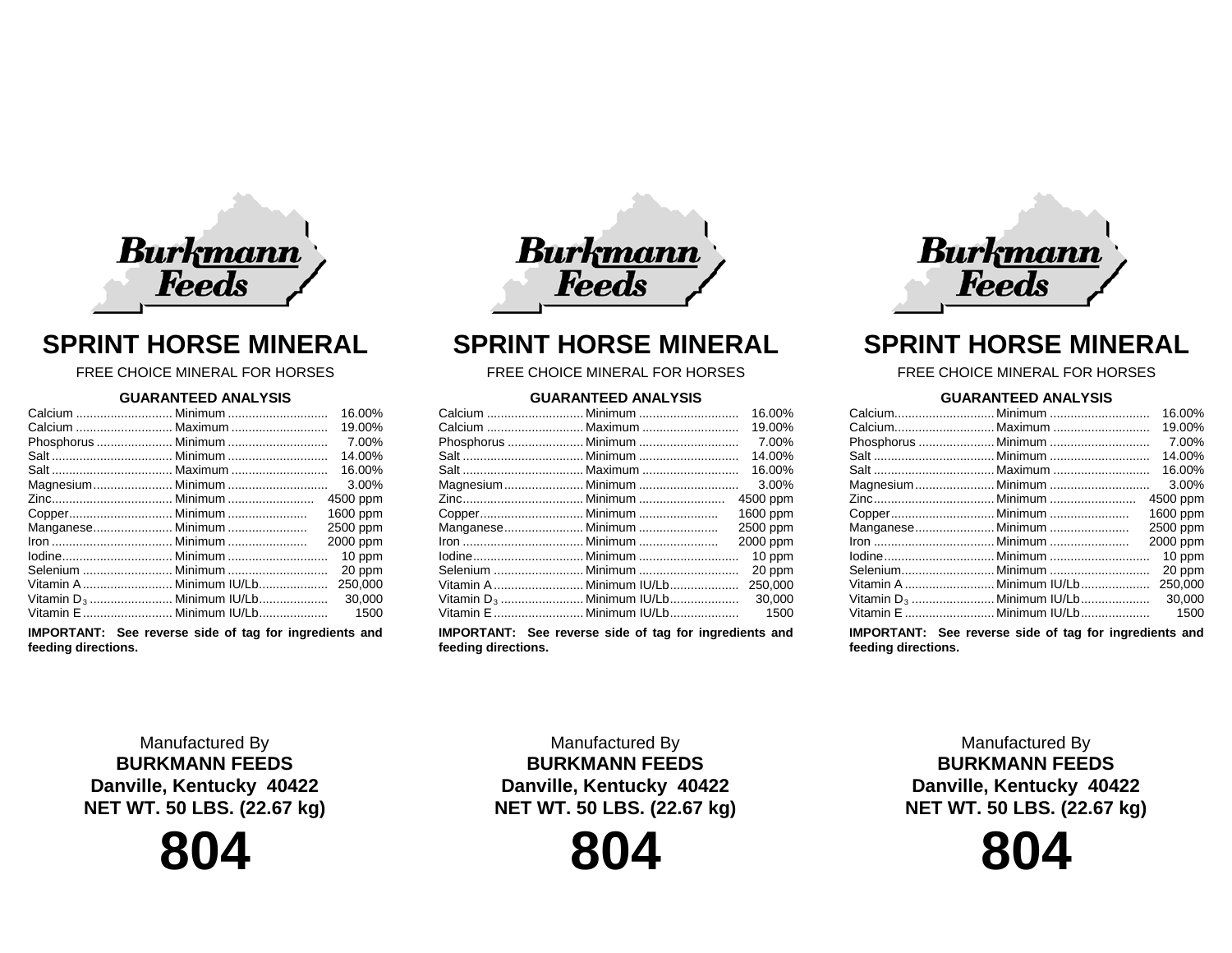Burkmann Feeds

# SPRINT HORSE MINERAL

FREE CHOICE MINERAL FOR HORSES

### GUARANTEED ANALYSIS

| Nutrient | Guarantee | Amount |
|---|---|---|
| Calcium | Minimum | 16.00% |
| Calcium | Maximum | 19.00% |
| Phosphorus | Minimum | 7.00% |
| Salt | Minimum | 14.00% |
| Salt | Maximum | 16.00% |
| Magnesium | Minimum | 3.00% |
| Zinc | Minimum | 4500 ppm |
| Copper | Minimum | 1600 ppm |
| Manganese | Minimum | 2500 ppm |
| Iron | Minimum | 2000 ppm |
| Iodine | Minimum | 10 ppm |
| Selenium | Minimum | 20 ppm |
| Vitamin A | Minimum IU/Lb | 250,000 |
| Vitamin $D_3$ | Minimum IU/Lb | 30,000 |
| Vitamin E | Minimum IU/Lb | 1500 |

**IMPORTANT: See reverse side of tag for ingredients and feeding directions.**

Manufactured By
**BURKMANN FEEDS**
**Danville, Kentucky 40422**
**NET WT. 50 LBS. (22.67 kg)**

# 804

Burkmann Feeds

# SPRINT HORSE MINERAL

FREE CHOICE MINERAL FOR HORSES

### GUARANTEED ANALYSIS

| Nutrient | Guarantee | Amount |
|---|---|---|
| Calcium | Minimum | 16.00% |
| Calcium | Maximum | 19.00% |
| Phosphorus | Minimum | 7.00% |
| Salt | Minimum | 14.00% |
| Salt | Maximum | 16.00% |
| Magnesium | Minimum | 3.00% |
| Zinc | Minimum | 4500 ppm |
| Copper | Minimum | 1600 ppm |
| Manganese | Minimum | 2500 ppm |
| Iron | Minimum | 2000 ppm |
| Iodine | Minimum | 10 ppm |
| Selenium | Minimum | 20 ppm |
| Vitamin A | Minimum IU/Lb | 250,000 |
| Vitamin $D_3$ | Minimum IU/Lb | 30,000 |
| Vitamin E | Minimum IU/Lb | 1500 |

**IMPORTANT: See reverse side of tag for ingredients and feeding directions.**

Manufactured By
**BURKMANN FEEDS**
**Danville, Kentucky 40422**
**NET WT. 50 LBS. (22.67 kg)**

# 804

Burkmann Feeds

# SPRINT HORSE MINERAL

FREE CHOICE MINERAL FOR HORSES

### GUARANTEED ANALYSIS

| Nutrient | Guarantee | Amount |
|---|---|---|
| Calcium | Minimum | 16.00% |
| Calcium | Maximum | 19.00% |
| Phosphorus | Minimum | 7.00% |
| Salt | Minimum | 14.00% |
| Salt | Maximum | 16.00% |
| Magnesium | Minimum | 3.00% |
| Zinc | Minimum | 4500 ppm |
| Copper | Minimum | 1600 ppm |
| Manganese | Minimum | 2500 ppm |
| Iron | Minimum | 2000 ppm |
| Iodine | Minimum | 10 ppm |
| Selenium | Minimum | 20 ppm |
| Vitamin A | Minimum IU/Lb | 250,000 |
| Vitamin $D_3$ | Minimum IU/Lb | 30,000 |
| Vitamin E | Minimum IU/Lb | 1500 |

**IMPORTANT: See reverse side of tag for ingredients and feeding directions.**

Manufactured By
**BURKMANN FEEDS**
**Danville, Kentucky 40422**
**NET WT. 50 LBS. (22.67 kg)**

# 804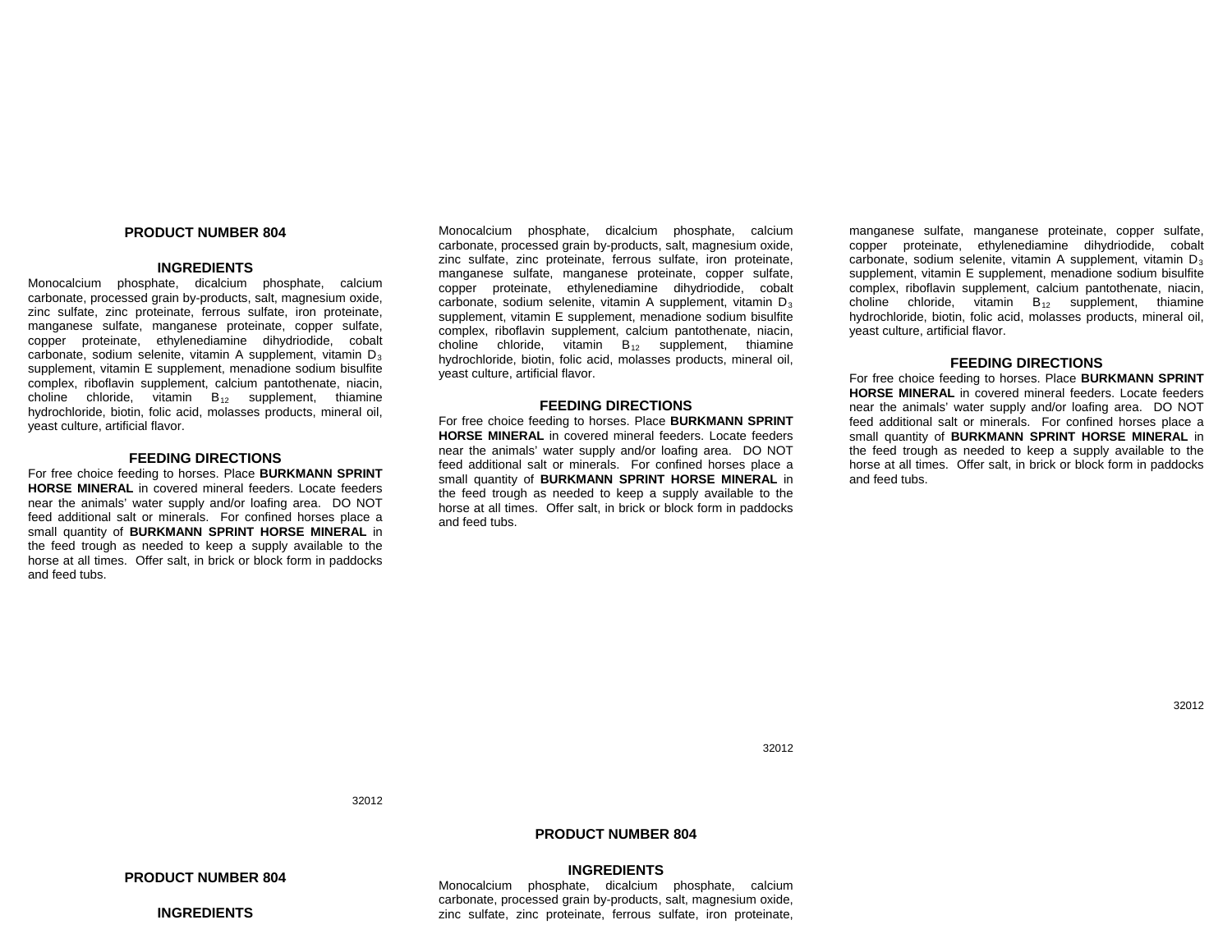## PRODUCT NUMBER 804

### INGREDIENTS

Monocalcium phosphate, dicalcium phosphate, calcium carbonate, processed grain by-products, salt, magnesium oxide, zinc sulfate, zinc proteinate, ferrous sulfate, iron proteinate, manganese sulfate, manganese proteinate, copper sulfate, copper proteinate, ethylenediamine dihydriodide, cobalt carbonate, sodium selenite, vitamin A supplement, vitamin $D_3$ supplement, vitamin E supplement, menadione sodium bisulfite complex, riboflavin supplement, calcium pantothenate, niacin, choline chloride, vitamin $B_{12}$ supplement, thiamine hydrochloride, biotin, folic acid, molasses products, mineral oil, yeast culture, artificial flavor.

### FEEDING DIRECTIONS

For free choice feeding to horses. Place **BURKMANN SPRINT HORSE MINERAL** in covered mineral feeders. Locate feeders near the animals' water supply and/or loafing area. DO NOT feed additional salt or minerals. For confined horses place a small quantity of **BURKMANN SPRINT HORSE MINERAL** in the feed trough as needed to keep a supply available to the horse at all times. Offer salt, in brick or block form in paddocks and feed tubs.

32012

Monocalcium phosphate, dicalcium phosphate, calcium carbonate, processed grain by-products, salt, magnesium oxide, zinc sulfate, zinc proteinate, ferrous sulfate, iron proteinate, manganese sulfate, manganese proteinate, copper sulfate, copper proteinate, ethylenediamine dihydriodide, cobalt carbonate, sodium selenite, vitamin A supplement, vitamin $D_3$ supplement, vitamin E supplement, menadione sodium bisulfite complex, riboflavin supplement, calcium pantothenate, niacin, choline chloride, vitamin $B_{12}$ supplement, thiamine hydrochloride, biotin, folic acid, molasses products, mineral oil, yeast culture, artificial flavor.

### FEEDING DIRECTIONS

For free choice feeding to horses. Place **BURKMANN SPRINT HORSE MINERAL** in covered mineral feeders. Locate feeders near the animals' water supply and/or loafing area. DO NOT feed additional salt or minerals. For confined horses place a small quantity of **BURKMANN SPRINT HORSE MINERAL** in the feed trough as needed to keep a supply available to the horse at all times. Offer salt, in brick or block form in paddocks and feed tubs.

32012

## PRODUCT NUMBER 804

### INGREDIENTS

Monocalcium phosphate, dicalcium phosphate, calcium carbonate, processed grain by-products, salt, magnesium oxide, zinc sulfate, zinc proteinate, ferrous sulfate, iron proteinate,

manganese sulfate, manganese proteinate, copper sulfate, copper proteinate, ethylenediamine dihydriodide, cobalt carbonate, sodium selenite, vitamin A supplement, vitamin $D_3$ supplement, vitamin E supplement, menadione sodium bisulfite complex, riboflavin supplement, calcium pantothenate, niacin, choline chloride, vitamin $B_{12}$ supplement, thiamine hydrochloride, biotin, folic acid, molasses products, mineral oil, yeast culture, artificial flavor.

### FEEDING DIRECTIONS

For free choice feeding to horses. Place **BURKMANN SPRINT HORSE MINERAL** in covered mineral feeders. Locate feeders near the animals' water supply and/or loafing area. DO NOT feed additional salt or minerals. For confined horses place a small quantity of **BURKMANN SPRINT HORSE MINERAL** in the feed trough as needed to keep a supply available to the horse at all times. Offer salt, in brick or block form in paddocks and feed tubs.

32012

## PRODUCT NUMBER 804

### INGREDIENTS